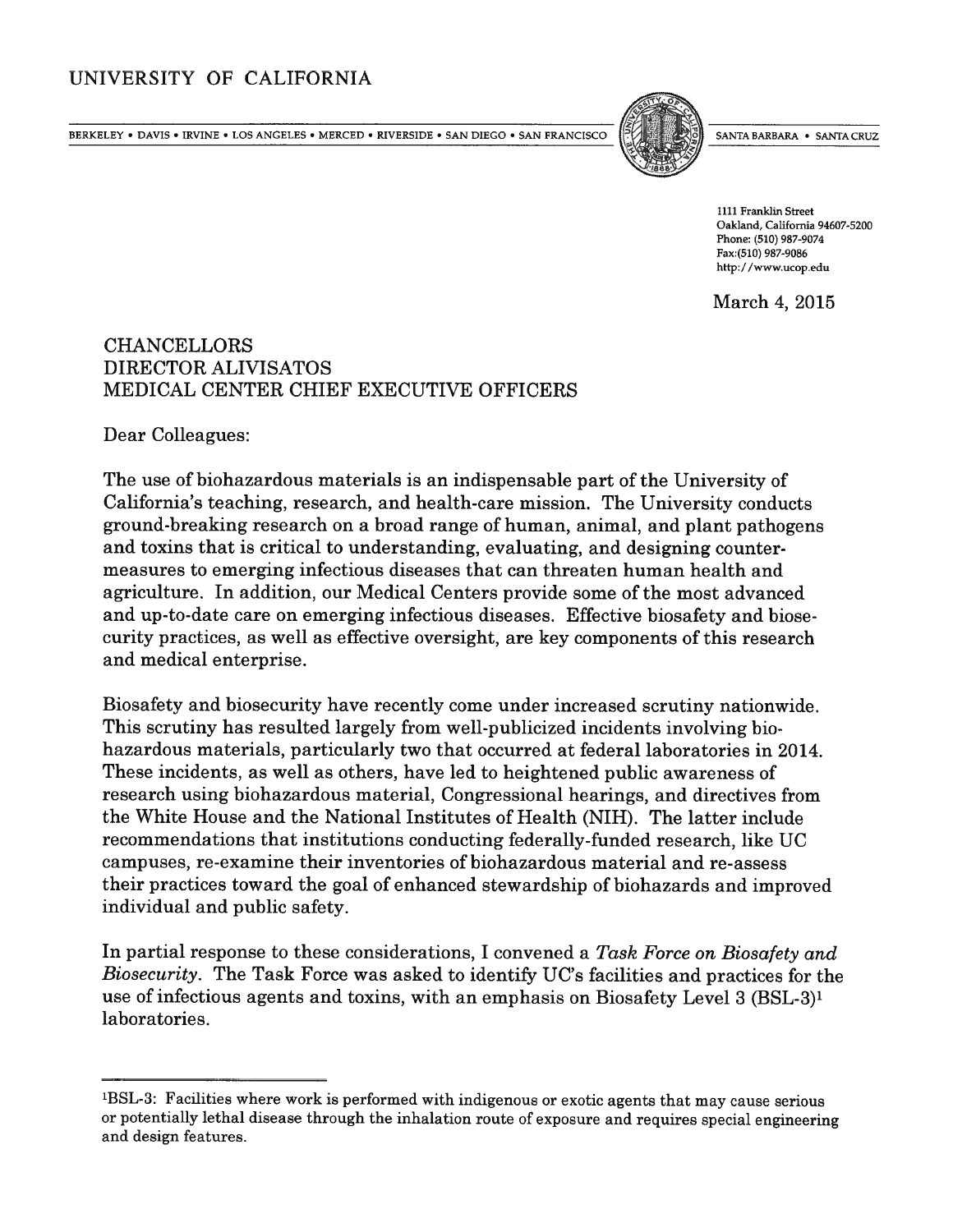UNIVERSITY OF CALIFORNIA

BERKELEY • DAVIS • IRVINE • LOS ANGELES • MERCED • RIVERSIDE • SAN DIEGO • SAN FRANCISCO SANTA BARBARA • SANTA CRUZ

1111 Franklin Street
Oakland, California 94607-5200
Phone: (510) 987-9074
Fax:(510) 987-9086
http://www.ucop.edu

March 4, 2015

CHANCELLORS
DIRECTOR ALIVISATOS
MEDICAL CENTER CHIEF EXECUTIVE OFFICERS

Dear Colleagues:

The use of biohazardous materials is an indispensable part of the University of California's teaching, research, and health-care mission. The University conducts ground-breaking research on a broad range of human, animal, and plant pathogens and toxins that is critical to understanding, evaluating, and designing counter-measures to emerging infectious diseases that can threaten human health and agriculture. In addition, our Medical Centers provide some of the most advanced and up-to-date care on emerging infectious diseases. Effective biosafety and biosecurity practices, as well as effective oversight, are key components of this research and medical enterprise.

Biosafety and biosecurity have recently come under increased scrutiny nationwide. This scrutiny has resulted largely from well-publicized incidents involving biohazardous materials, particularly two that occurred at federal laboratories in 2014. These incidents, as well as others, have led to heightened public awareness of research using biohazardous material, Congressional hearings, and directives from the White House and the National Institutes of Health (NIH). The latter include recommendations that institutions conducting federally-funded research, like UC campuses, re-examine their inventories of biohazardous material and re-assess their practices toward the goal of enhanced stewardship of biohazards and improved individual and public safety.

In partial response to these considerations, I convened a *Task Force on Biosafety and Biosecurity*. The Task Force was asked to identify UC's facilities and practices for the use of infectious agents and toxins, with an emphasis on Biosafety Level 3 (BSL-3)[1] laboratories.

---

[1]BSL-3: Facilities where work is performed with indigenous or exotic agents that may cause serious or potentially lethal disease through the inhalation route of exposure and requires special engineering and design features.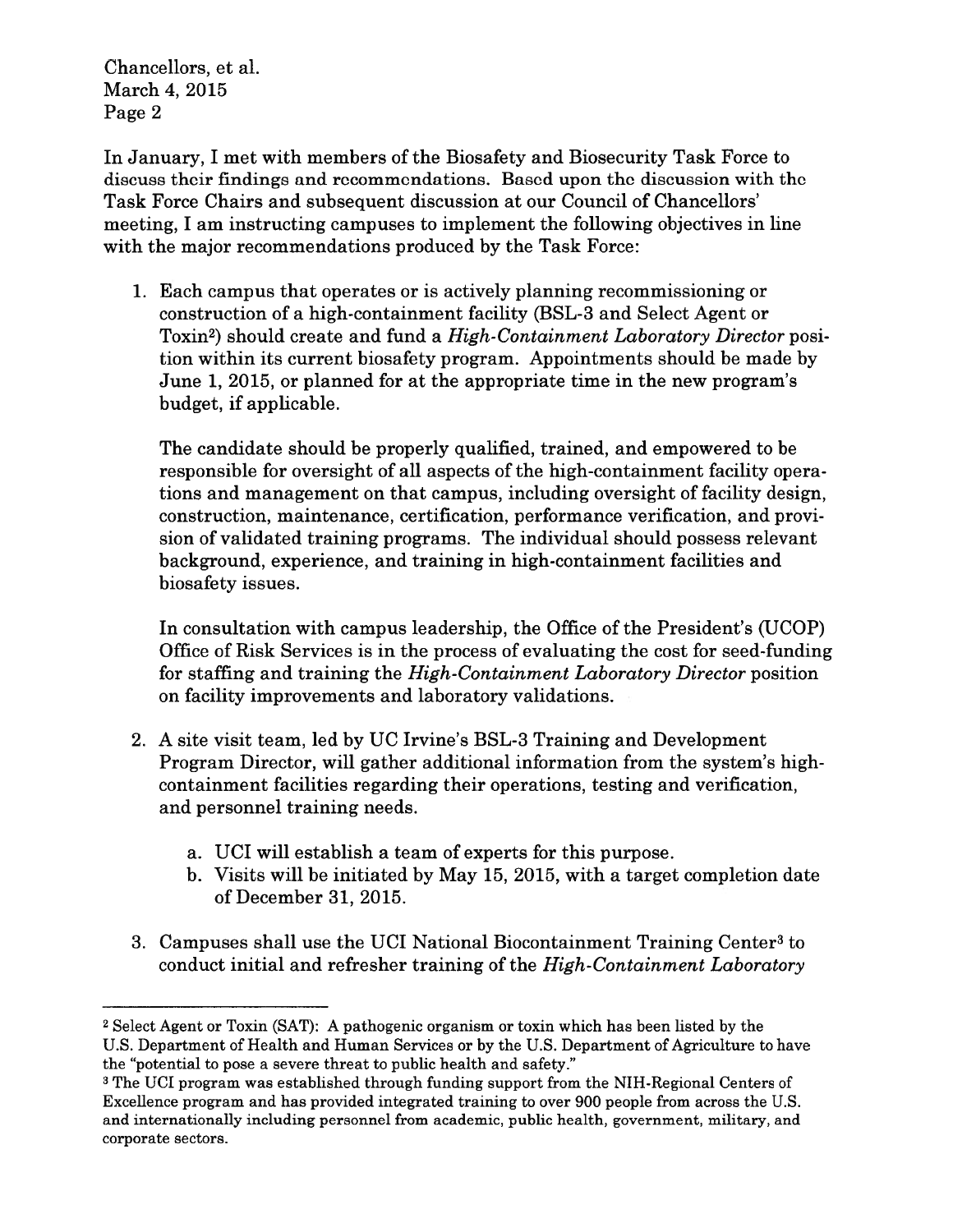In January, I met with members of the Biosafety and Biosecurity Task Force to discuss their findings and recommendations. Based upon the discussion with the Task Force Chairs and subsequent discussion at our Council of Chancellors' meeting, I am instructing campuses to implement the following objectives in line with the major recommendations produced by the Task Force:

1. Each campus that operates or is actively planning recommissioning or construction of a high-containment facility (BSL-3 and Select Agent or Toxin[2]) should create and fund a *High-Containment Laboratory Director* position within its current biosafety program. Appointments should be made by June 1, 2015, or planned for at the appropriate time in the new program's budget, if applicable.

   The candidate should be properly qualified, trained, and empowered to be responsible for oversight of all aspects of the high-containment facility operations and management on that campus, including oversight of facility design, construction, maintenance, certification, performance verification, and provision of validated training programs. The individual should possess relevant background, experience, and training in high-containment facilities and biosafety issues.

   In consultation with campus leadership, the Office of the President's (UCOP) Office of Risk Services is in the process of evaluating the cost for seed-funding for staffing and training the *High-Containment Laboratory Director* position on facility improvements and laboratory validations.

2. A site visit team, led by UC Irvine's BSL-3 Training and Development Program Director, will gather additional information from the system's high-containment facilities regarding their operations, testing and verification, and personnel training needs.

   a. UCI will establish a team of experts for this purpose.
   b. Visits will be initiated by May 15, 2015, with a target completion date of December 31, 2015.

3. Campuses shall use the UCI National Biocontainment Training Center[3] to conduct initial and refresher training of the *High-Containment Laboratory*

---

[2] Select Agent or Toxin (SAT): A pathogenic organism or toxin which has been listed by the U.S. Department of Health and Human Services or by the U.S. Department of Agriculture to have the "potential to pose a severe threat to public health and safety."

[3] The UCI program was established through funding support from the NIH-Regional Centers of Excellence program and has provided integrated training to over 900 people from across the U.S. and internationally including personnel from academic, public health, government, military, and corporate sectors.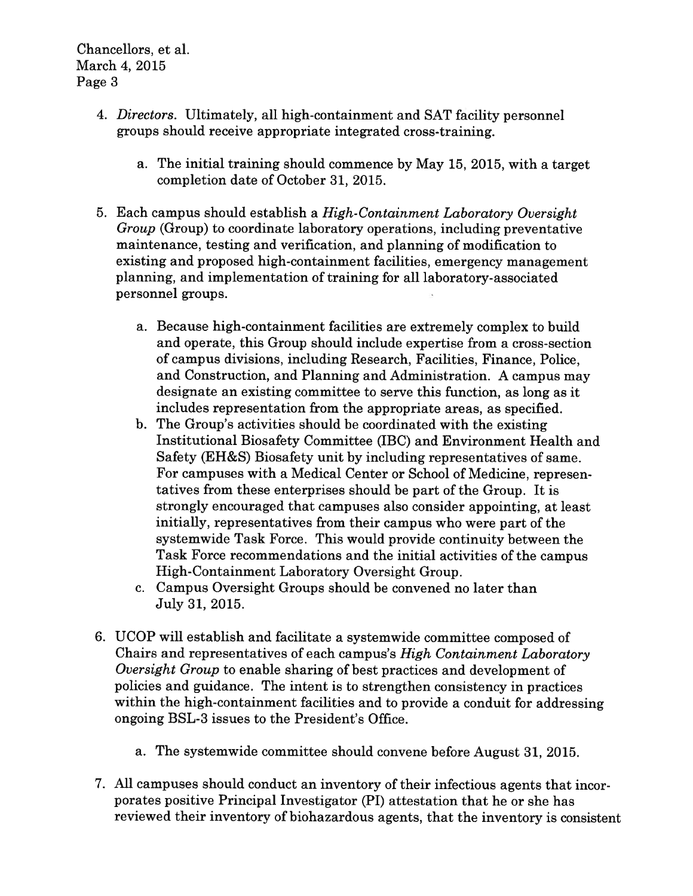4. *Directors.* Ultimately, all high-containment and SAT facility personnel groups should receive appropriate integrated cross-training.

    a. The initial training should commence by May 15, 2015, with a target completion date of October 31, 2015.

5. Each campus should establish a *High-Containment Laboratory Oversight Group* (Group) to coordinate laboratory operations, including preventative maintenance, testing and verification, and planning of modification to existing and proposed high-containment facilities, emergency management planning, and implementation of training for all laboratory-associated personnel groups.

    a. Because high-containment facilities are extremely complex to build and operate, this Group should include expertise from a cross-section of campus divisions, including Research, Facilities, Finance, Police, and Construction, and Planning and Administration. A campus may designate an existing committee to serve this function, as long as it includes representation from the appropriate areas, as specified.
    b. The Group's activities should be coordinated with the existing Institutional Biosafety Committee (IBC) and Environment Health and Safety (EH&S) Biosafety unit by including representatives of same. For campuses with a Medical Center or School of Medicine, representatives from these enterprises should be part of the Group. It is strongly encouraged that campuses also consider appointing, at least initially, representatives from their campus who were part of the systemwide Task Force. This would provide continuity between the Task Force recommendations and the initial activities of the campus High-Containment Laboratory Oversight Group.
    c. Campus Oversight Groups should be convened no later than July 31, 2015.

6. UCOP will establish and facilitate a systemwide committee composed of Chairs and representatives of each campus's *High Containment Laboratory Oversight Group* to enable sharing of best practices and development of policies and guidance. The intent is to strengthen consistency in practices within the high-containment facilities and to provide a conduit for addressing ongoing BSL-3 issues to the President's Office.

    a. The systemwide committee should convene before August 31, 2015.

7. All campuses should conduct an inventory of their infectious agents that incorporates positive Principal Investigator (PI) attestation that he or she has reviewed their inventory of biohazardous agents, that the inventory is consistent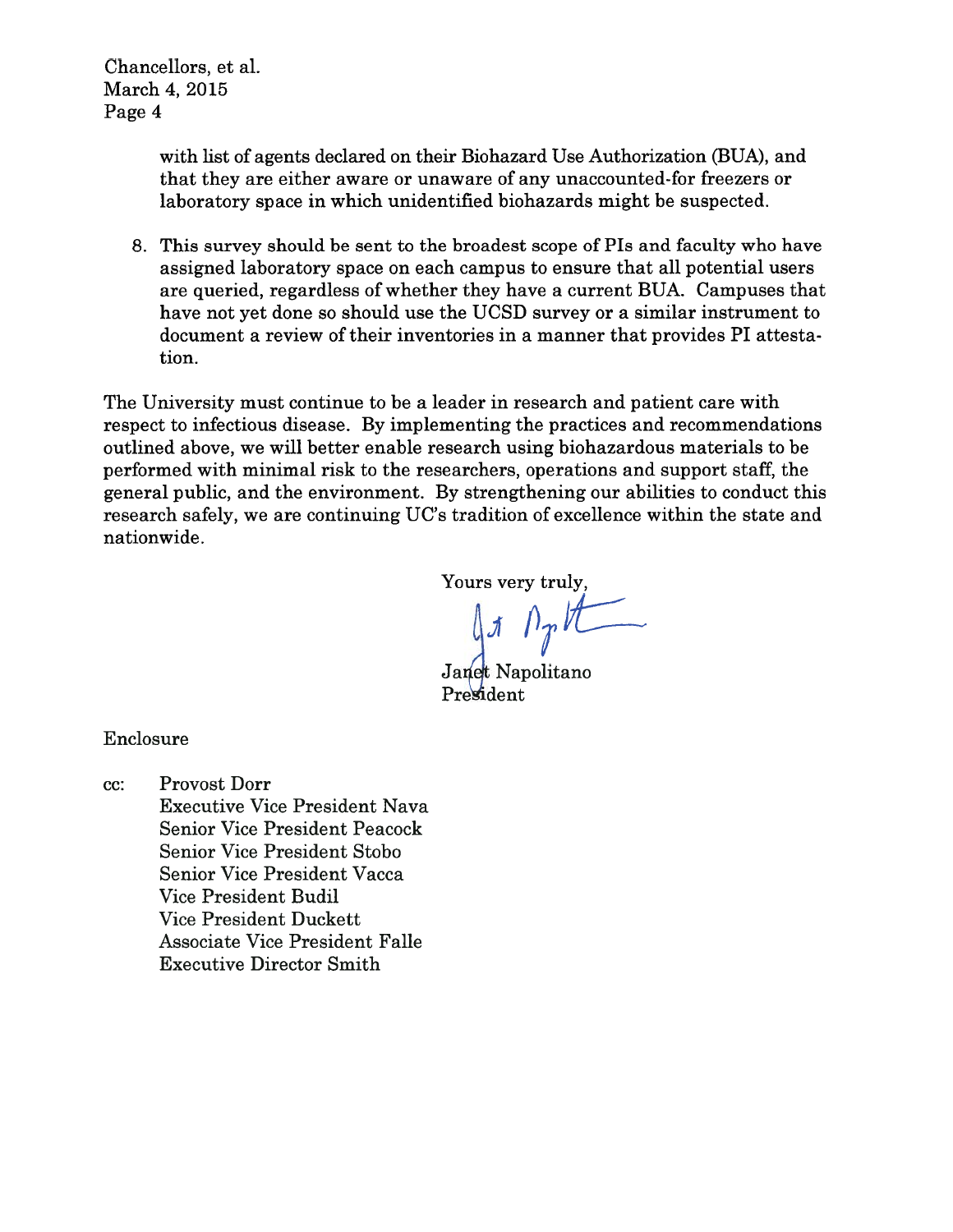with list of agents declared on their Biohazard Use Authorization (BUA), and that they are either aware or unaware of any unaccounted-for freezers or laboratory space in which unidentified biohazards might be suspected.

8. This survey should be sent to the broadest scope of PIs and faculty who have assigned laboratory space on each campus to ensure that all potential users are queried, regardless of whether they have a current BUA. Campuses that have not yet done so should use the UCSD survey or a similar instrument to document a review of their inventories in a manner that provides PI attestation.

The University must continue to be a leader in research and patient care with respect to infectious disease. By implementing the practices and recommendations outlined above, we will better enable research using biohazardous materials to be performed with minimal risk to the researchers, operations and support staff, the general public, and the environment. By strengthening our abilities to conduct this research safely, we are continuing UC's tradition of excellence within the state and nationwide.

Yours very truly,

Janet Napolitano
President

Enclosure

cc: Provost Dorr
Executive Vice President Nava
Senior Vice President Peacock
Senior Vice President Stobo
Senior Vice President Vacca
Vice President Budil
Vice President Duckett
Associate Vice President Falle
Executive Director Smith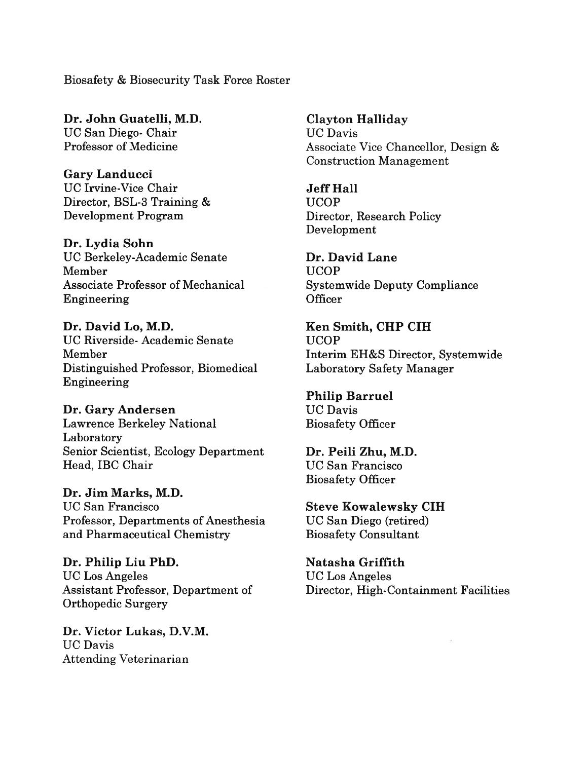Biosafety & Biosecurity Task Force Roster

**Dr. John Guatelli, M.D.**
UC San Diego- Chair
Professor of Medicine

**Gary Landucci**
UC Irvine-Vice Chair
Director, BSL-3 Training & Development Program

**Dr. Lydia Sohn**
UC Berkeley-Academic Senate Member
Associate Professor of Mechanical Engineering

**Dr. David Lo, M.D.**
UC Riverside- Academic Senate Member
Distinguished Professor, Biomedical Engineering

**Dr. Gary Andersen**
Lawrence Berkeley National Laboratory
Senior Scientist, Ecology Department Head, IBC Chair

**Dr. Jim Marks, M.D.**
UC San Francisco
Professor, Departments of Anesthesia and Pharmaceutical Chemistry

**Dr. Philip Liu PhD.**
UC Los Angeles
Assistant Professor, Department of Orthopedic Surgery

**Dr. Victor Lukas, D.V.M.**
UC Davis
Attending Veterinarian

**Clayton Halliday**
UC Davis
Associate Vice Chancellor, Design & Construction Management

**Jeff Hall**
UCOP
Director, Research Policy Development

**Dr. David Lane**
UCOP
Systemwide Deputy Compliance Officer

**Ken Smith, CHP CIH**
UCOP
Interim EH&S Director, Systemwide Laboratory Safety Manager

**Philip Barruel**
UC Davis
Biosafety Officer

**Dr. Peili Zhu, M.D.**
UC San Francisco
Biosafety Officer

**Steve Kowalewsky CIH**
UC San Diego (retired)
Biosafety Consultant

**Natasha Griffith**
UC Los Angeles
Director, High-Containment Facilities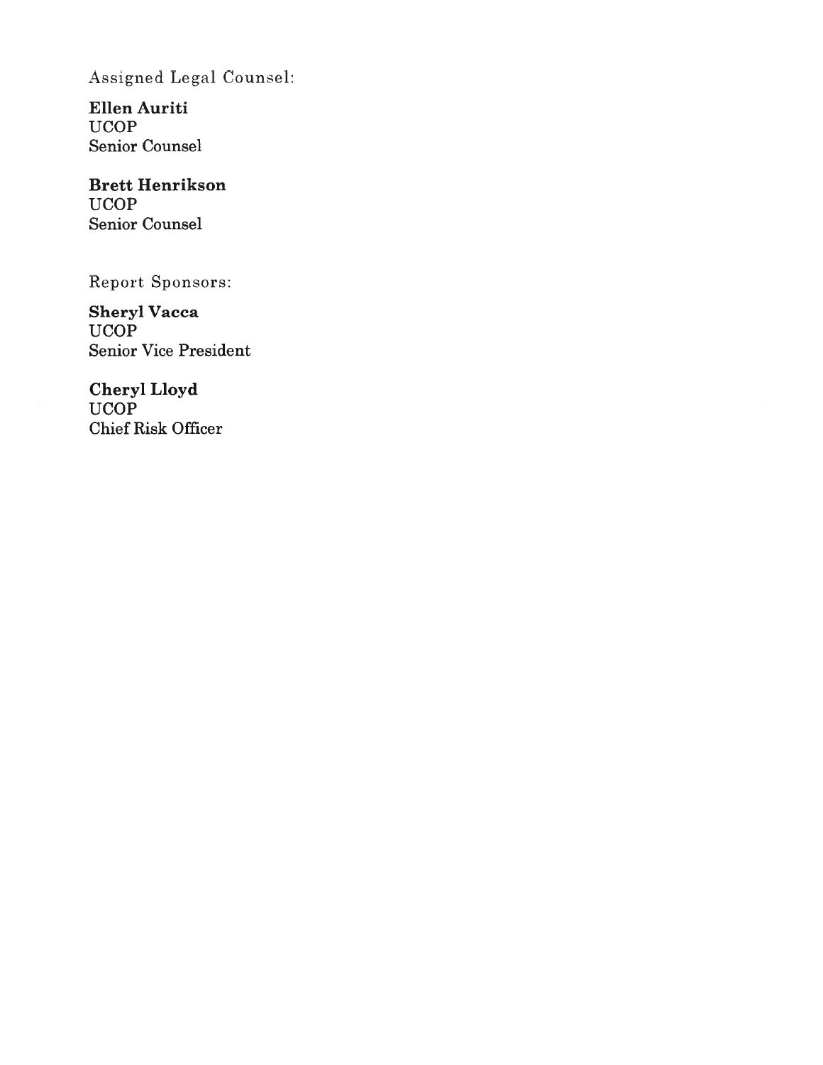Assigned Legal Counsel:

**Ellen Auriti**
UCOP
Senior Counsel

**Brett Henrikson**
UCOP
Senior Counsel

Report Sponsors:

**Sheryl Vacca**
UCOP
Senior Vice President

**Cheryl Lloyd**
UCOP
Chief Risk Officer